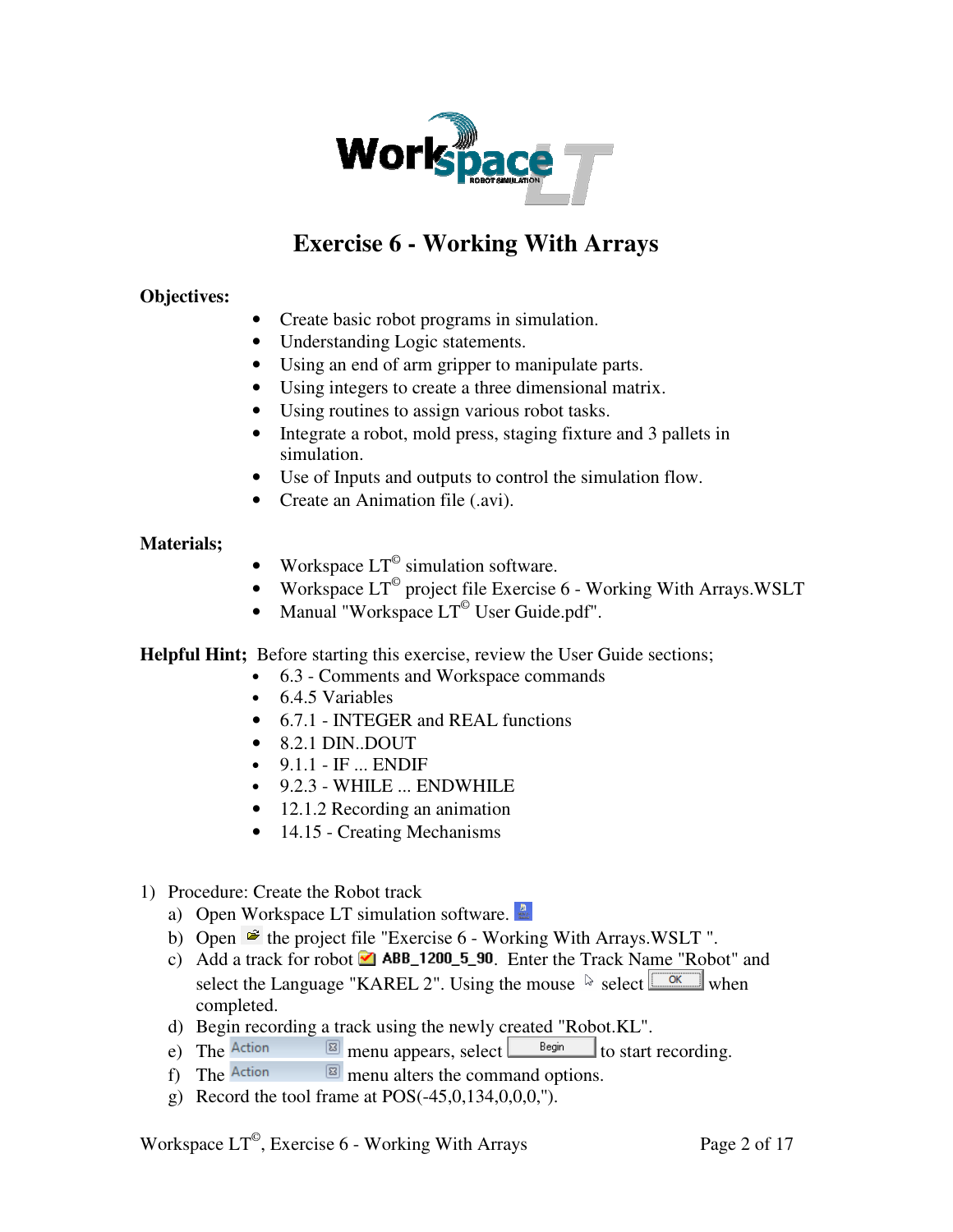# Exercise 6 - Working With Arrays

**Objectives:**

- Create basic robot programs in simulation.
- Understanding Logic statements.
- Using an end of arm gripper to manipulate parts.
- Using integers to create a three dimensional matrix.
- Using routines to assign various robot tasks.
- Integrate a robot, mold press, staging fixture and 3 pallets in simulation.
- Use of Inputs and outputs to control the simulation flow.
- Create an Animation file (.avi).

**Materials;**

- Workspace LT© simulation software.
- Workspace LT© project file Exercise 6 - Working With Arrays.WSLT
- Manual "Workspace LT© User Guide.pdf".

**Helpful Hint;** Before starting this exercise, review the User Guide sections;

- 6.3 - Comments and Workspace commands
- 6.4.5 Variables
- 6.7.1 - INTEGER and REAL functions
- 8.2.1 DIN..DOUT
- 9.1.1 - IF ... ENDIF
- 9.2.3 - WHILE ... ENDWHILE
- 12.1.2 Recording an animation
- 14.15 - Creating Mechanisms

1) Procedure: Create the Robot track
   a) Open Workspace LT simulation software.
   b) Open the project file "Exercise 6 - Working With Arrays.WSLT ".
   c) Add a track for robot ABB_1200_5_90. Enter the Track Name "Robot" and select the Language "KAREL 2". Using the mouse select OK when completed.
   d) Begin recording a track using the newly created "Robot.KL".
   e) The Action menu appears, select Begin to start recording.
   f) The Action menu alters the command options.
   g) Record the tool frame at POS(-45,0,134,0,0,0,'').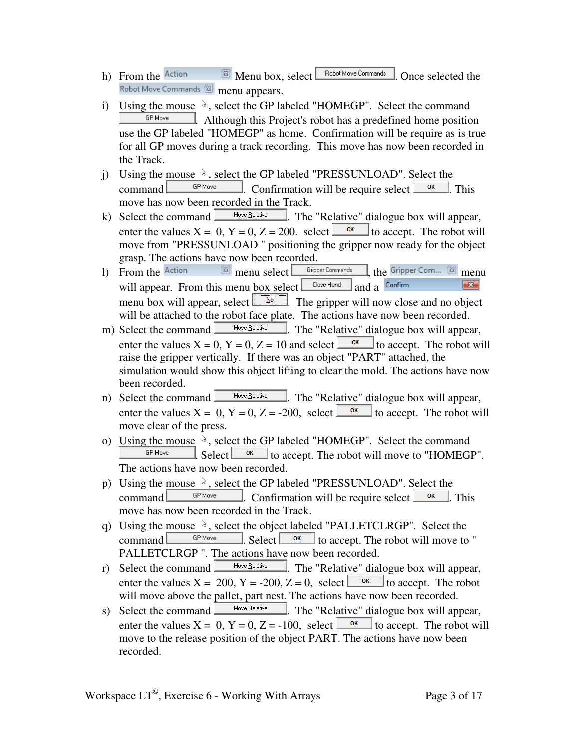h) From the Action Menu box, select Robot Move Commands. Once selected the Robot Move Commands menu appears.

i) Using the mouse, select the GP labeled "HOMEGP". Select the command GP Move. Although this Project's robot has a predefined home position use the GP labeled "HOMEGP" as home. Confirmation will be require as is true for all GP moves during a track recording. This move has now been recorded in the Track.

j) Using the mouse, select the GP labeled "PRESSUNLOAD". Select the command GP Move. Confirmation will be require select OK. This move has now been recorded in the Track.

k) Select the command Move Relative. The "Relative" dialogue box will appear, enter the values X = 0, Y = 0, Z = 200. select OK to accept. The robot will move from "PRESSUNLOAD " positioning the gripper now ready for the object grasp. The actions have now been recorded.

l) From the Action menu select Gripper Commands, the Gripper Com... menu will appear. From this menu box select Close Hand and a Confirm menu box will appear, select No. The gripper will now close and no object will be attached to the robot face plate. The actions have now been recorded.

m) Select the command Move Relative. The "Relative" dialogue box will appear, enter the values X = 0, Y = 0, Z = 10 and select OK to accept. The robot will raise the gripper vertically. If there was an object "PART" attached, the simulation would show this object lifting to clear the mold. The actions have now been recorded.

n) Select the command Move Relative. The "Relative" dialogue box will appear, enter the values X = 0, Y = 0, Z = -200, select OK to accept. The robot will move clear of the press.

o) Using the mouse, select the GP labeled "HOMEGP". Select the command GP Move. Select OK to accept. The robot will move to "HOMEGP". The actions have now been recorded.

p) Using the mouse, select the GP labeled "PRESSUNLOAD". Select the command GP Move. Confirmation will be require select OK. This move has now been recorded in the Track.

q) Using the mouse, select the object labeled "PALLETCLRGP". Select the command GP Move. Select OK to accept. The robot will move to " PALLETCLRGP ". The actions have now been recorded.

r) Select the command Move Relative. The "Relative" dialogue box will appear, enter the values X = 200, Y = -200, Z = 0, select OK to accept. The robot will move above the pallet, part nest. The actions have now been recorded.

s) Select the command Move Relative. The "Relative" dialogue box will appear, enter the values X = 0, Y = 0, Z = -100, select OK to accept. The robot will move to the release position of the object PART. The actions have now been recorded.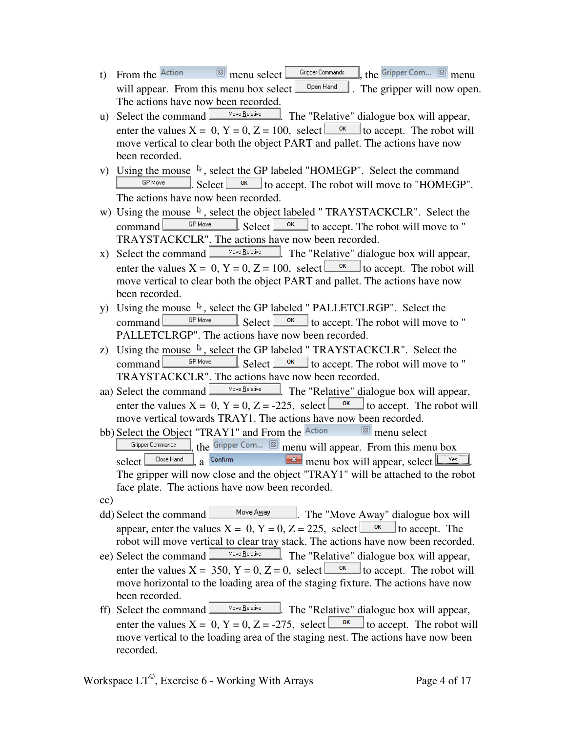t) From the Action menu select Gripper Commands, the Gripper Com... menu will appear. From this menu box select Open Hand. The gripper will now open. The actions have now been recorded.

u) Select the command Move Relative. The "Relative" dialogue box will appear, enter the values X = 0, Y = 0, Z = 100, select OK to accept. The robot will move vertical to clear both the object PART and pallet. The actions have now been recorded.

v) Using the mouse, select the GP labeled "HOMEGP". Select the command GP Move. Select OK to accept. The robot will move to "HOMEGP". The actions have now been recorded.

w) Using the mouse, select the object labeled " TRAYSTACKCLR". Select the command GP Move. Select OK to accept. The robot will move to " TRAYSTACKCLR". The actions have now been recorded.

x) Select the command Move Relative. The "Relative" dialogue box will appear, enter the values X = 0, Y = 0, Z = 100, select OK to accept. The robot will move vertical to clear both the object PART and pallet. The actions have now been recorded.

y) Using the mouse, select the GP labeled " PALLETCLRGP". Select the command GP Move. Select OK to accept. The robot will move to " PALLETCLRGP". The actions have now been recorded.

z) Using the mouse, select the GP labeled " TRAYSTACKCLR". Select the command GP Move. Select OK to accept. The robot will move to " TRAYSTACKCLR". The actions have now been recorded.

aa) Select the command Move Relative. The "Relative" dialogue box will appear, enter the values X = 0, Y = 0, Z = -225, select OK to accept. The robot will move vertical towards TRAY1. The actions have now been recorded.

bb) Select the Object "TRAY1" and From the Action menu select Gripper Commands, the Gripper Com... menu will appear. From this menu box select Close Hand, a Confirm menu box will appear, select Yes. The gripper will now close and the object "TRAY1" will be attached to the robot face plate. The actions have now been recorded.

cc)

dd) Select the command Move Away. The "Move Away" dialogue box will appear, enter the values X = 0, Y = 0, Z = 225, select OK to accept. The robot will move vertical to clear tray stack. The actions have now been recorded.

ee) Select the command Move Relative. The "Relative" dialogue box will appear, enter the values X = 350, Y = 0, Z = 0, select OK to accept. The robot will move horizontal to the loading area of the staging fixture. The actions have now been recorded.

ff) Select the command Move Relative. The "Relative" dialogue box will appear, enter the values X = 0, Y = 0, Z = -275, select OK to accept. The robot will move vertical to the loading area of the staging nest. The actions have now been recorded.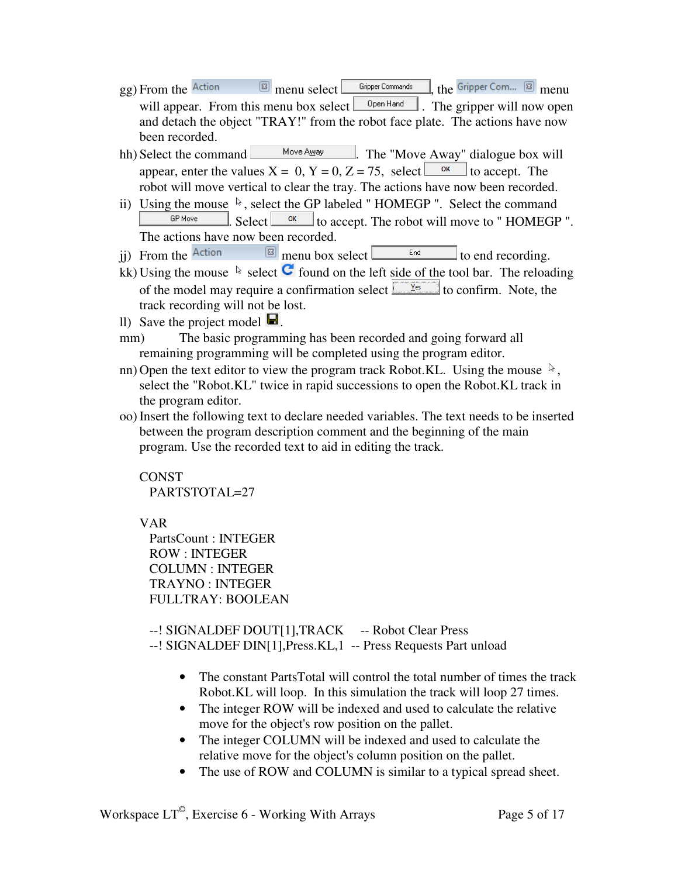gg) From the [Action] menu select [Gripper Commands], the [Gripper Com...] menu will appear. From this menu box select [Open Hand]. The gripper will now open and detach the object "TRAY!" from the robot face plate. The actions have now been recorded.

hh) Select the command [Move Away]. The "Move Away" dialogue box will appear, enter the values X = 0, Y = 0, Z = 75, select [OK] to accept. The robot will move vertical to clear the tray. The actions have now been recorded.

ii) Using the mouse, select the GP labeled " HOMEGP ". Select the command [GP Move]. Select [OK] to accept. The robot will move to " HOMEGP ". The actions have now been recorded.

jj) From the [Action] menu box select [End] to end recording.

kk) Using the mouse select [reload] found on the left side of the tool bar. The reloading of the model may require a confirmation select [Yes] to confirm. Note, the track recording will not be lost.

ll) Save the project model [save].

mm) The basic programming has been recorded and going forward all remaining programming will be completed using the program editor.

nn) Open the text editor to view the program track Robot.KL. Using the mouse, select the "Robot.KL" twice in rapid successions to open the Robot.KL track in the program editor.

oo) Insert the following text to declare needed variables. The text needs to be inserted between the program description comment and the beginning of the main program. Use the recorded text to aid in editing the track.

```
CONST
  PARTSTOTAL=27

VAR
  PartsCount : INTEGER
  ROW : INTEGER
  COLUMN : INTEGER
  TRAYNO : INTEGER
  FULLTRAY: BOOLEAN

  --! SIGNALDEF DOUT[1],TRACK     -- Robot Clear Press
  --! SIGNALDEF DIN[1],Press.KL,1  -- Press Requests Part unload
```

- The constant PartsTotal will control the total number of times the track Robot.KL will loop. In this simulation the track will loop 27 times.
- The integer ROW will be indexed and used to calculate the relative move for the object's row position on the pallet.
- The integer COLUMN will be indexed and used to calculate the relative move for the object's column position on the pallet.
- The use of ROW and COLUMN is similar to a typical spread sheet.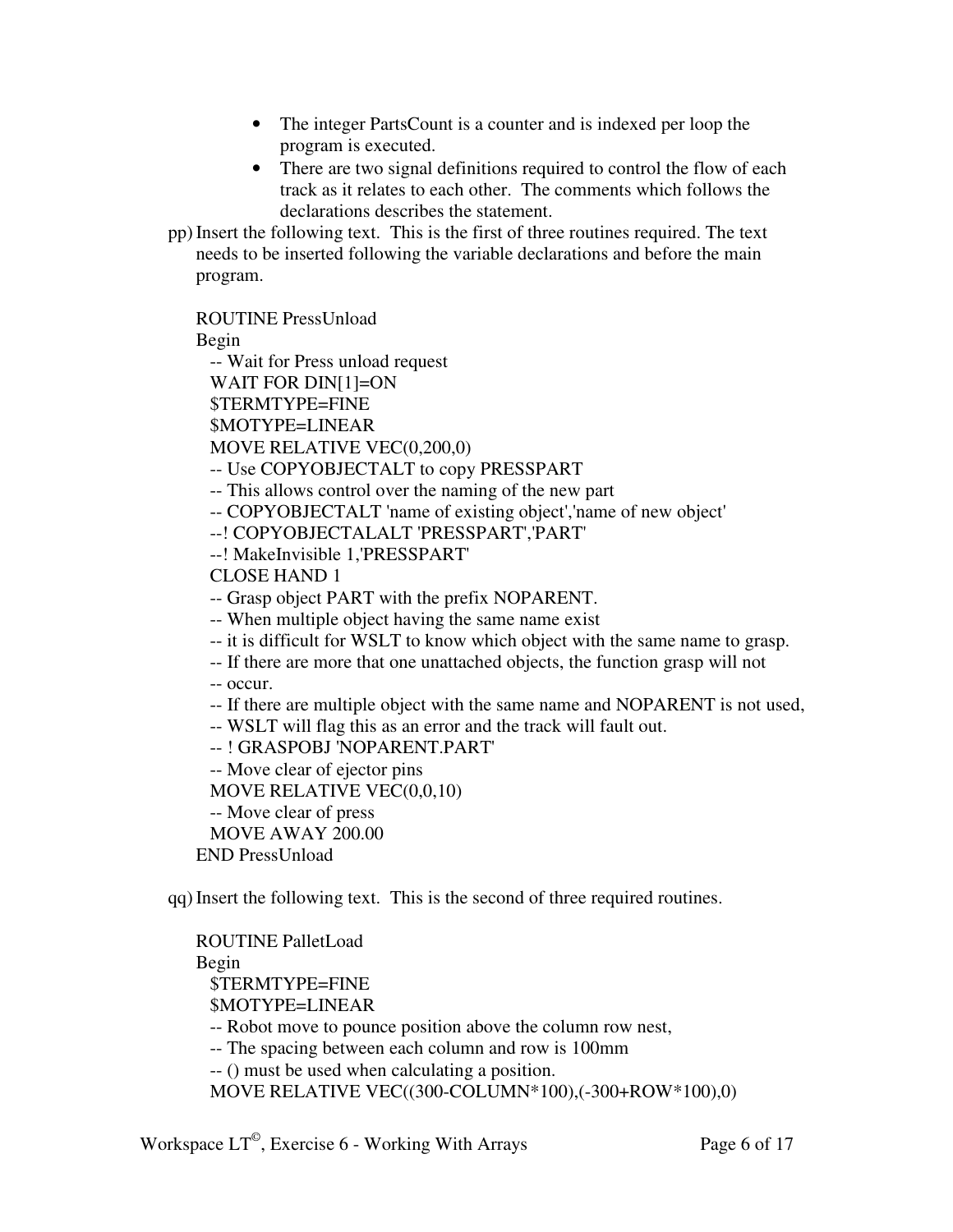- The integer PartsCount is a counter and is indexed per loop the program is executed.
- There are two signal definitions required to control the flow of each track as it relates to each other. The comments which follows the declarations describes the statement.

pp) Insert the following text. This is the first of three routines required. The text needs to be inserted following the variable declarations and before the main program.

```
ROUTINE PressUnload
Begin
  -- Wait for Press unload request
  WAIT FOR DIN[1]=ON
  $TERMTYPE=FINE
  $MOTYPE=LINEAR
  MOVE RELATIVE VEC(0,200,0)
  -- Use COPYOBJECTALT to copy PRESSPART
  -- This allows control over the naming of the new part
  -- COPYOBJECTALT 'name of existing object','name of new object'
  --! COPYOBJECTALALT 'PRESSPART','PART'
  --! MakeInvisible 1,'PRESSPART'
  CLOSE HAND 1
  -- Grasp object PART with the prefix NOPARENT.
  -- When multiple object having the same name exist
  -- it is difficult for WSLT to know which object with the same name to grasp.
  -- If there are more that one unattached objects, the function grasp will not
  -- occur.
  -- If there are multiple object with the same name and NOPARENT is not used,
  -- WSLT will flag this as an error and the track will fault out.
  -- ! GRASPOBJ 'NOPARENT.PART'
  -- Move clear of ejector pins
  MOVE RELATIVE VEC(0,0,10)
  -- Move clear of press
  MOVE AWAY 200.00
END PressUnload
```

qq) Insert the following text. This is the second of three required routines.

```
ROUTINE PalletLoad
Begin
  $TERMTYPE=FINE
  $MOTYPE=LINEAR
  -- Robot move to pounce position above the column row nest,
  -- The spacing between each column and row is 100mm
  -- () must be used when calculating a position.
  MOVE RELATIVE VEC((300-COLUMN*100),(-300+ROW*100),0)
```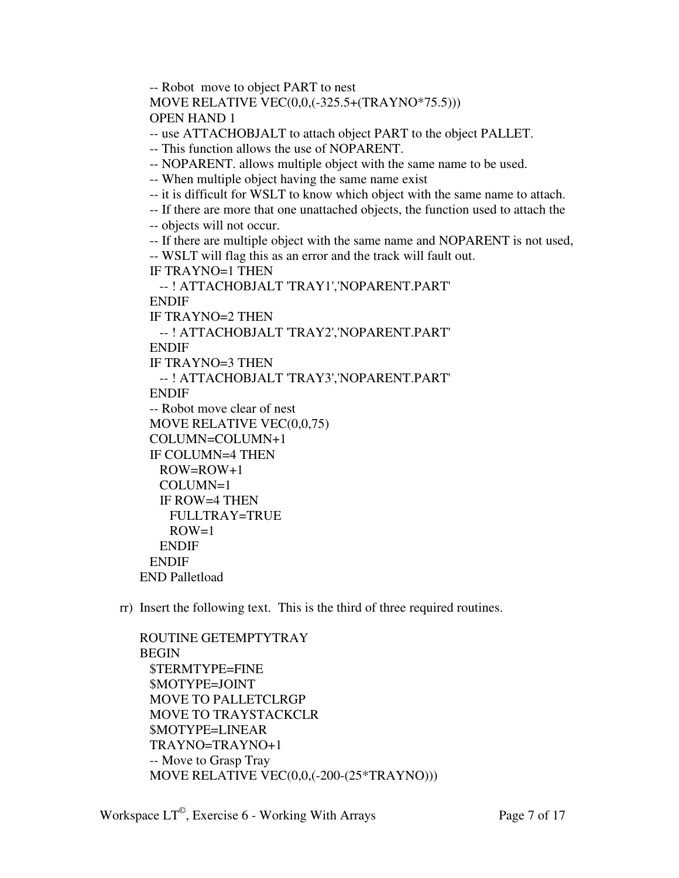```
    -- Robot  move to object PART to nest
    MOVE RELATIVE VEC(0,0,(-325.5+(TRAYNO*75.5)))
    OPEN HAND 1
    -- use ATTACHOBJALT to attach object PART to the object PALLET.
    -- This function allows the use of NOPARENT.
    -- NOPARENT. allows multiple object with the same name to be used.
    -- When multiple object having the same name exist
    -- it is difficult for WSLT to know which object with the same name to attach.
    -- If there are more that one unattached objects, the function used to attach the
    -- objects will not occur.
    -- If there are multiple object with the same name and NOPARENT is not used,
    -- WSLT will flag this as an error and the track will fault out.
    IF TRAYNO=1 THEN
      -- ! ATTACHOBJALT 'TRAY1','NOPARENT.PART'
    ENDIF
    IF TRAYNO=2 THEN
      -- ! ATTACHOBJALT 'TRAY2','NOPARENT.PART'
    ENDIF
    IF TRAYNO=3 THEN
      -- ! ATTACHOBJALT 'TRAY3','NOPARENT.PART'
    ENDIF
    -- Robot move clear of nest
    MOVE RELATIVE VEC(0,0,75)
    COLUMN=COLUMN+1
    IF COLUMN=4 THEN
      ROW=ROW+1
      COLUMN=1
      IF ROW=4 THEN
        FULLTRAY=TRUE
        ROW=1
      ENDIF
    ENDIF
  END Palletload
```

rr) Insert the following text. This is the third of three required routines.

```
  ROUTINE GETEMPTYTRAY
  BEGIN
    $TERMTYPE=FINE
    $MOTYPE=JOINT
    MOVE TO PALLETCLRGP
    MOVE TO TRAYSTACKCLR
    $MOTYPE=LINEAR
    TRAYNO=TRAYNO+1
    -- Move to Grasp Tray
    MOVE RELATIVE VEC(0,0,(-200-(25*TRAYNO)))
```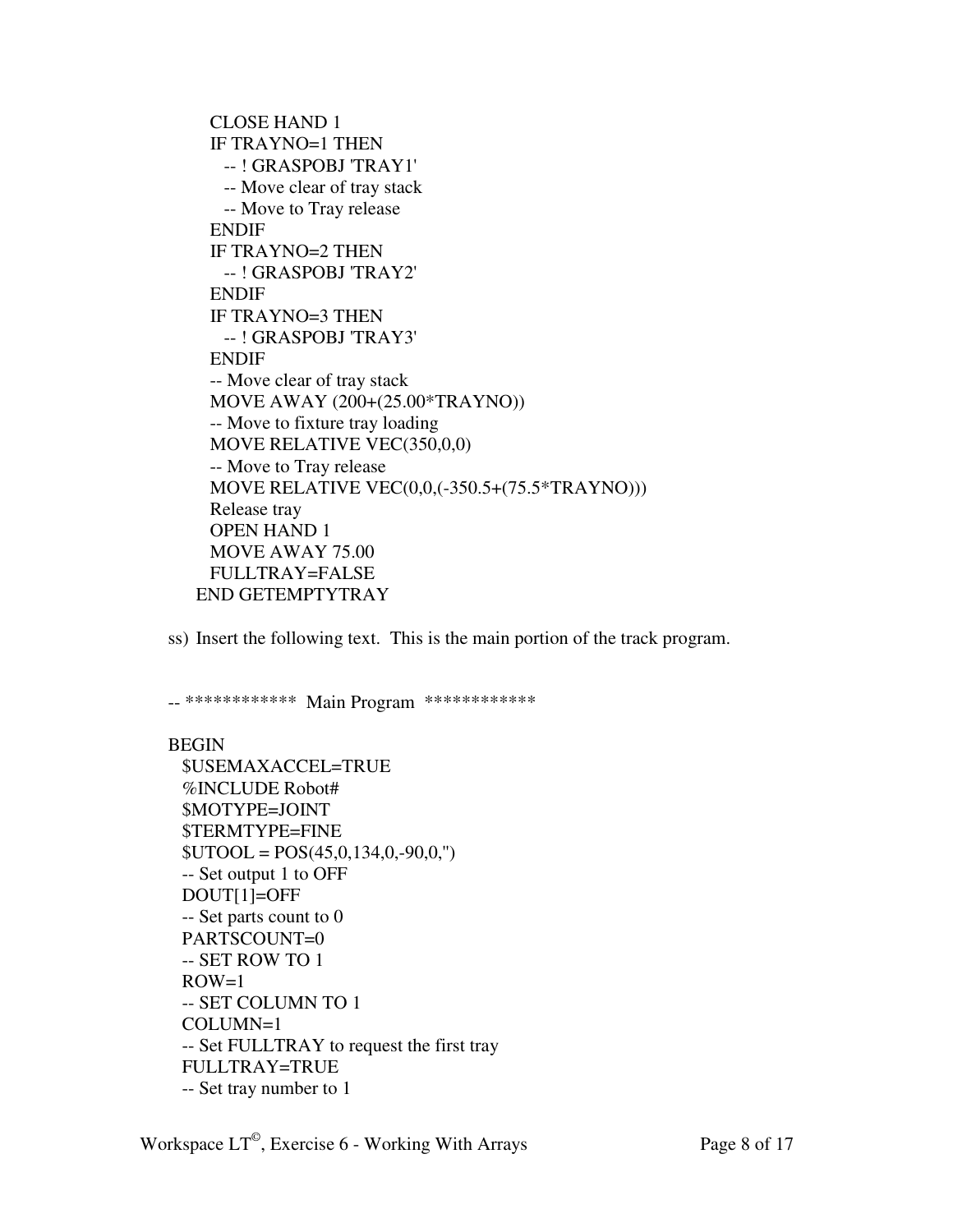```
    CLOSE HAND 1
    IF TRAYNO=1 THEN
      -- ! GRASPOBJ 'TRAY1'
      -- Move clear of tray stack
      -- Move to Tray release
    ENDIF
    IF TRAYNO=2 THEN
      -- ! GRASPOBJ 'TRAY2'
    ENDIF
    IF TRAYNO=3 THEN
      -- ! GRASPOBJ 'TRAY3'
    ENDIF
    -- Move clear of tray stack
    MOVE AWAY (200+(25.00*TRAYNO))
    -- Move to fixture tray loading
    MOVE RELATIVE VEC(350,0,0)
    -- Move to Tray release
    MOVE RELATIVE VEC(0,0,(-350.5+(75.5*TRAYNO)))
    Release tray
    OPEN HAND 1
    MOVE AWAY 75.00
    FULLTRAY=FALSE
  END GETEMPTYTRAY
```

ss) Insert the following text. This is the main portion of the track program.

```
-- ************ Main Program ************

BEGIN
  $USEMAXACCEL=TRUE
  %INCLUDE Robot#
  $MOTYPE=JOINT
  $TERMTYPE=FINE
  $UTOOL = POS(45,0,134,0,-90,0,'')
  -- Set output 1 to OFF
  DOUT[1]=OFF
  -- Set parts count to 0
  PARTSCOUNT=0
  -- SET ROW TO 1
  ROW=1
  -- SET COLUMN TO 1
  COLUMN=1
  -- Set FULLTRAY to request the first tray
  FULLTRAY=TRUE
  -- Set tray number to 1
```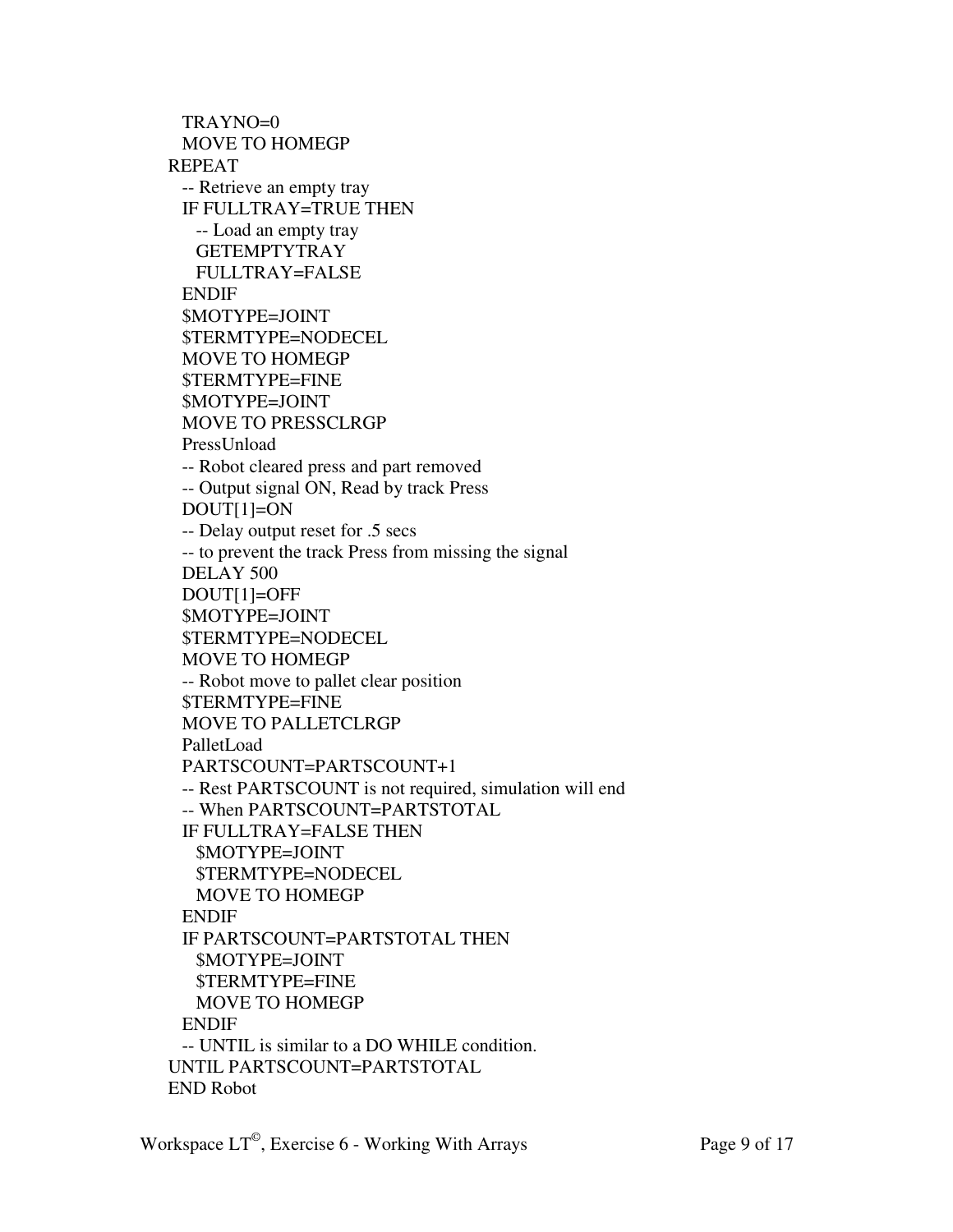```
  TRAYNO=0
  MOVE TO HOMEGP
REPEAT
  -- Retrieve an empty tray
  IF FULLTRAY=TRUE THEN
    -- Load an empty tray
    GETEMPTYTRAY
    FULLTRAY=FALSE
  ENDIF
  $MOTYPE=JOINT
  $TERMTYPE=NODECEL
  MOVE TO HOMEGP
  $TERMTYPE=FINE
  $MOTYPE=JOINT
  MOVE TO PRESSCLRGP
  PressUnload
  -- Robot cleared press and part removed
  -- Output signal ON, Read by track Press
  DOUT[1]=ON
  -- Delay output reset for .5 secs
  -- to prevent the track Press from missing the signal
  DELAY 500
  DOUT[1]=OFF
  $MOTYPE=JOINT
  $TERMTYPE=NODECEL
  MOVE TO HOMEGP
  -- Robot move to pallet clear position
  $TERMTYPE=FINE
  MOVE TO PALLETCLRGP
  PalletLoad
  PARTSCOUNT=PARTSCOUNT+1
  -- Rest PARTSCOUNT is not required, simulation will end
  -- When PARTSCOUNT=PARTSTOTAL
  IF FULLTRAY=FALSE THEN
    $MOTYPE=JOINT
    $TERMTYPE=NODECEL
    MOVE TO HOMEGP
  ENDIF
  IF PARTSCOUNT=PARTSTOTAL THEN
    $MOTYPE=JOINT
    $TERMTYPE=FINE
    MOVE TO HOMEGP
  ENDIF
  -- UNTIL is similar to a DO WHILE condition.
UNTIL PARTSCOUNT=PARTSTOTAL
END Robot
```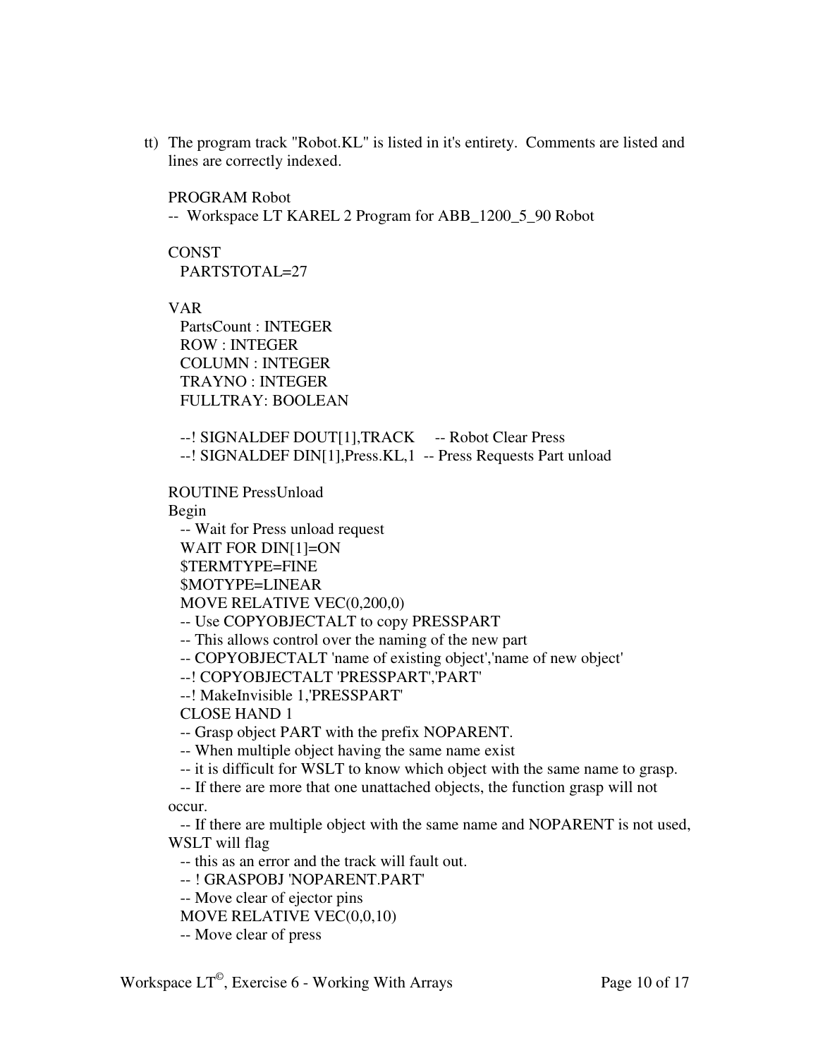tt) The program track "Robot.KL" is listed in it's entirety. Comments are listed and lines are correctly indexed.

```
PROGRAM Robot
--  Workspace LT KAREL 2 Program for ABB_1200_5_90 Robot

CONST
  PARTSTOTAL=27

VAR
  PartsCount : INTEGER
  ROW : INTEGER
  COLUMN : INTEGER
  TRAYNO : INTEGER
  FULLTRAY: BOOLEAN

  --! SIGNALDEF DOUT[1],TRACK     -- Robot Clear Press
  --! SIGNALDEF DIN[1],Press.KL,1  -- Press Requests Part unload

ROUTINE PressUnload
Begin
  -- Wait for Press unload request
  WAIT FOR DIN[1]=ON
  $TERMTYPE=FINE
  $MOTYPE=LINEAR
  MOVE RELATIVE VEC(0,200,0)
  -- Use COPYOBJECTALT to copy PRESSPART
  -- This allows control over the naming of the new part
  -- COPYOBJECTALT 'name of existing object','name of new object'
  --! COPYOBJECTALT 'PRESSPART','PART'
  --! MakeInvisible 1,'PRESSPART'
  CLOSE HAND 1
  -- Grasp object PART with the prefix NOPARENT.
  -- When multiple object having the same name exist
  -- it is difficult for WSLT to know which object with the same name to grasp.
  -- If there are more that one unattached objects, the function grasp will not
occur.
  -- If there are multiple object with the same name and NOPARENT is not used,
WSLT will flag
  -- this as an error and the track will fault out.
  -- ! GRASPOBJ 'NOPARENT.PART'
  -- Move clear of ejector pins
  MOVE RELATIVE VEC(0,0,10)
  -- Move clear of press
```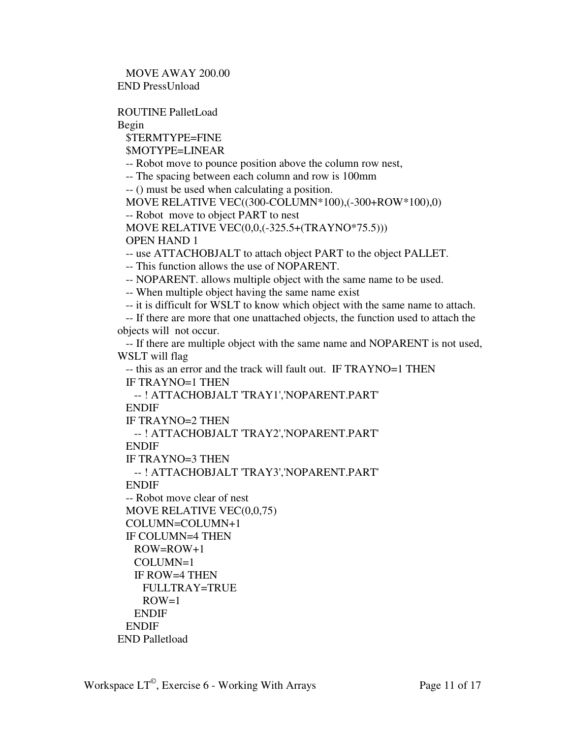```
  MOVE AWAY 200.00
END PressUnload

ROUTINE PalletLoad
Begin
  $TERMTYPE=FINE
  $MOTYPE=LINEAR
  -- Robot move to pounce position above the column row nest,
  -- The spacing between each column and row is 100mm
  -- () must be used when calculating a position.
  MOVE RELATIVE VEC((300-COLUMN*100),(-300+ROW*100),0)
  -- Robot  move to object PART to nest
  MOVE RELATIVE VEC(0,0,(-325.5+(TRAYNO*75.5)))
  OPEN HAND 1
  -- use ATTACHOBJALT to attach object PART to the object PALLET.
  -- This function allows the use of NOPARENT.
  -- NOPARENT. allows multiple object with the same name to be used.
  -- When multiple object having the same name exist
  -- it is difficult for WSLT to know which object with the same name to attach.
  -- If there are more that one unattached objects, the function used to attach the
objects will  not occur.
  -- If there are multiple object with the same name and NOPARENT is not used,
WSLT will flag
  -- this as an error and the track will fault out.  IF TRAYNO=1 THEN
  IF TRAYNO=1 THEN
    -- ! ATTACHOBJALT 'TRAY1','NOPARENT.PART'
  ENDIF
  IF TRAYNO=2 THEN
    -- ! ATTACHOBJALT 'TRAY2','NOPARENT.PART'
  ENDIF
  IF TRAYNO=3 THEN
    -- ! ATTACHOBJALT 'TRAY3','NOPARENT.PART'
  ENDIF
  -- Robot move clear of nest
  MOVE RELATIVE VEC(0,0,75)
  COLUMN=COLUMN+1
  IF COLUMN=4 THEN
    ROW=ROW+1
    COLUMN=1
    IF ROW=4 THEN
      FULLTRAY=TRUE
      ROW=1
    ENDIF
  ENDIF
END Palletload
```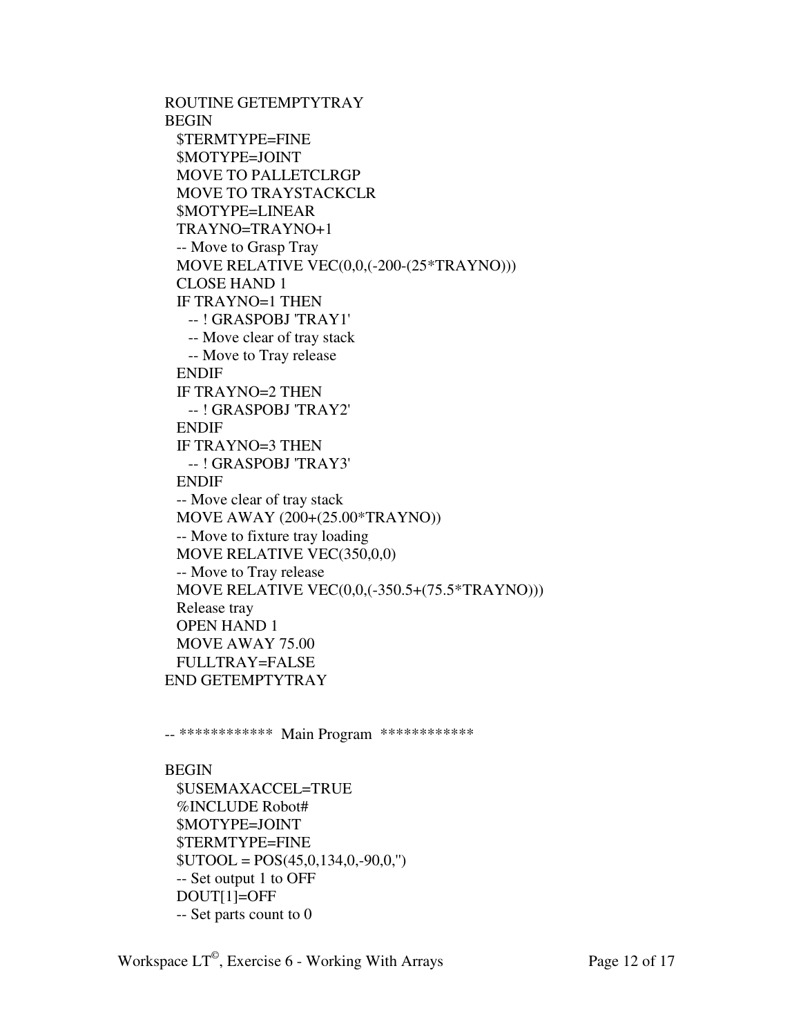```
ROUTINE GETEMPTYTRAY
BEGIN
  $TERMTYPE=FINE
  $MOTYPE=JOINT
  MOVE TO PALLETCLRGP
  MOVE TO TRAYSTACKCLR
  $MOTYPE=LINEAR
  TRAYNO=TRAYNO+1
  -- Move to Grasp Tray
  MOVE RELATIVE VEC(0,0,(-200-(25*TRAYNO)))
  CLOSE HAND 1
  IF TRAYNO=1 THEN
    -- ! GRASPOBJ 'TRAY1'
    -- Move clear of tray stack
    -- Move to Tray release
  ENDIF
  IF TRAYNO=2 THEN
    -- ! GRASPOBJ 'TRAY2'
  ENDIF
  IF TRAYNO=3 THEN
    -- ! GRASPOBJ 'TRAY3'
  ENDIF
  -- Move clear of tray stack
  MOVE AWAY (200+(25.00*TRAYNO))
  -- Move to fixture tray loading
  MOVE RELATIVE VEC(350,0,0)
  -- Move to Tray release
  MOVE RELATIVE VEC(0,0,(-350.5+(75.5*TRAYNO)))
  Release tray
  OPEN HAND 1
  MOVE AWAY 75.00
  FULLTRAY=FALSE
END GETEMPTYTRAY


-- ************  Main Program  ************

BEGIN
  $USEMAXACCEL=TRUE
  %INCLUDE Robot#
  $MOTYPE=JOINT
  $TERMTYPE=FINE
  $UTOOL = POS(45,0,134,0,-90,0,'')
  -- Set output 1 to OFF
  DOUT[1]=OFF
  -- Set parts count to 0
```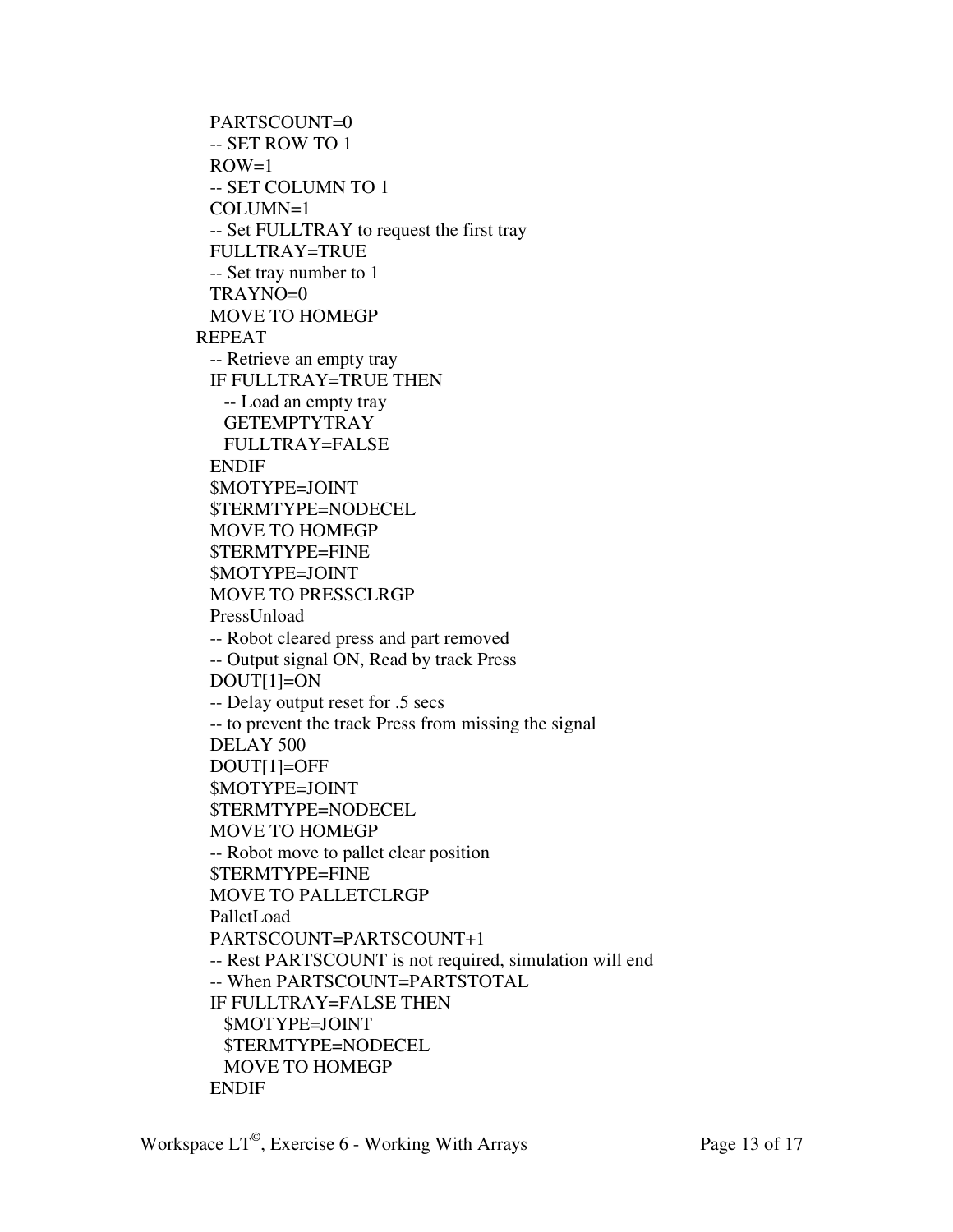```
  PARTSCOUNT=0
  -- SET ROW TO 1
  ROW=1
  -- SET COLUMN TO 1
  COLUMN=1
  -- Set FULLTRAY to request the first tray
  FULLTRAY=TRUE
  -- Set tray number to 1
  TRAYNO=0
  MOVE TO HOMEGP
REPEAT
  -- Retrieve an empty tray
  IF FULLTRAY=TRUE THEN
    -- Load an empty tray
    GETEMPTYTRAY
    FULLTRAY=FALSE
  ENDIF
  $MOTYPE=JOINT
  $TERMTYPE=NODECEL
  MOVE TO HOMEGP
  $TERMTYPE=FINE
  $MOTYPE=JOINT
  MOVE TO PRESSCLRGP
  PressUnload
  -- Robot cleared press and part removed
  -- Output signal ON, Read by track Press
  DOUT[1]=ON
  -- Delay output reset for .5 secs
  -- to prevent the track Press from missing the signal
  DELAY 500
  DOUT[1]=OFF
  $MOTYPE=JOINT
  $TERMTYPE=NODECEL
  MOVE TO HOMEGP
  -- Robot move to pallet clear position
  $TERMTYPE=FINE
  MOVE TO PALLETCLRGP
  PalletLoad
  PARTSCOUNT=PARTSCOUNT+1
  -- Rest PARTSCOUNT is not required, simulation will end
  -- When PARTSCOUNT=PARTSTOTAL
  IF FULLTRAY=FALSE THEN
    $MOTYPE=JOINT
    $TERMTYPE=NODECEL
    MOVE TO HOMEGP
  ENDIF
```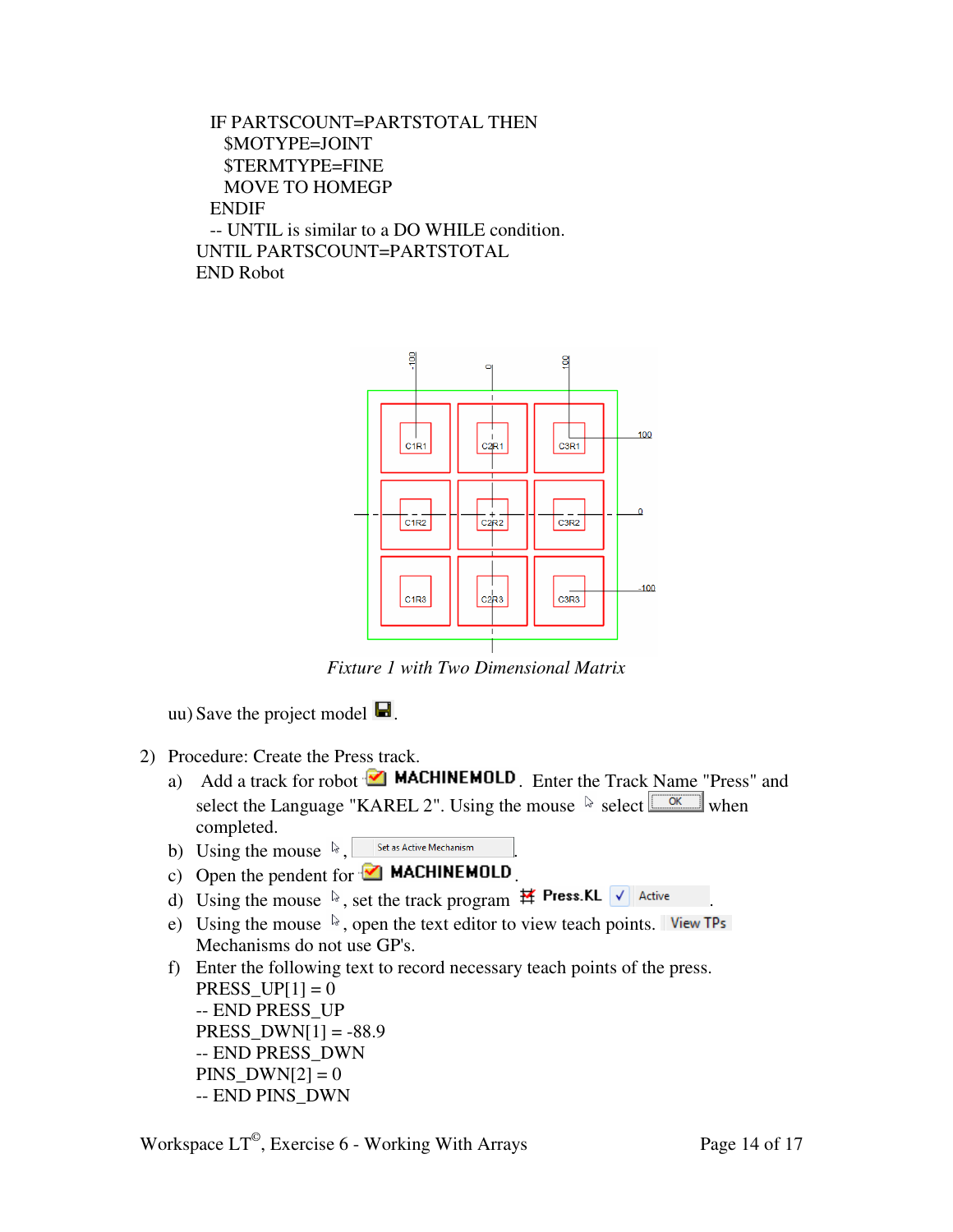```
    IF PARTSCOUNT=PARTSTOTAL THEN
      $MOTYPE=JOINT
      $TERMTYPE=FINE
      MOVE TO HOMEGP
    ENDIF
    -- UNTIL is similar to a DO WHILE condition.
  UNTIL PARTSCOUNT=PARTSTOTAL
  END Robot
```

*Fixture 1 with Two Dimensional Matrix*

uu) Save the project model.

2) Procedure: Create the Press track.

a) Add a track for robot MACHINEMOLD. Enter the Track Name "Press" and select the Language "KAREL 2". Using the mouse select OK when completed.

b) Using the mouse, Set as Active Mechanism.

c) Open the pendent for MACHINEMOLD.

d) Using the mouse, set the track program Press.KL ✓ Active.

e) Using the mouse, open the text editor to view teach points. View TPs
Mechanisms do not use GP's.

f) Enter the following text to record necessary teach points of the press.

```
PRESS_UP[1] = 0
-- END PRESS_UP
PRESS_DWN[1] = -88.9
-- END PRESS_DWN
PINS_DWN[2] = 0
-- END PINS_DWN
```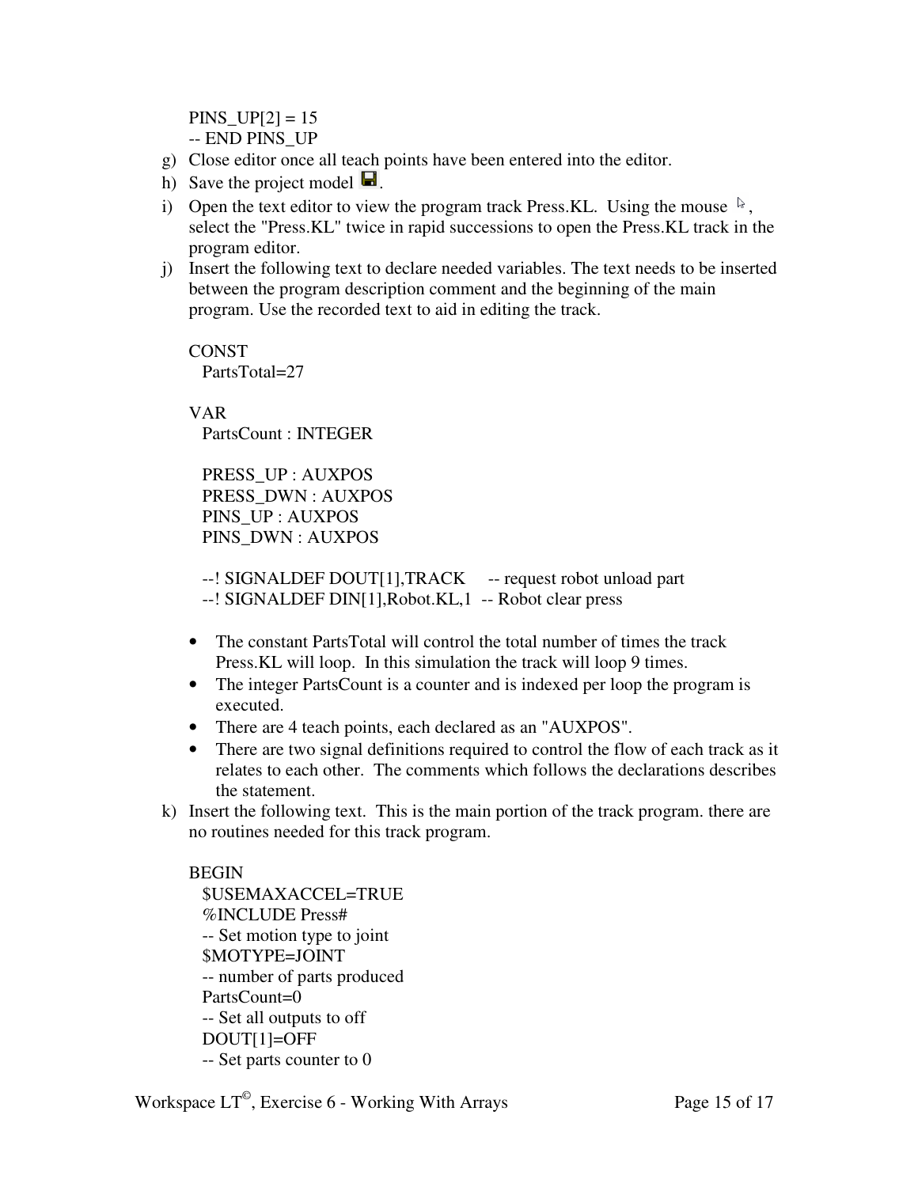```
PINS_UP[2] = 15
-- END PINS_UP
```

g) Close editor once all teach points have been entered into the editor.
h) Save the project model.
i) Open the text editor to view the program track Press.KL. Using the mouse, select the "Press.KL" twice in rapid successions to open the Press.KL track in the program editor.
j) Insert the following text to declare needed variables. The text needs to be inserted between the program description comment and the beginning of the main program. Use the recorded text to aid in editing the track.

```
CONST
  PartsTotal=27

VAR
  PartsCount : INTEGER

  PRESS_UP : AUXPOS
  PRESS_DWN : AUXPOS
  PINS_UP : AUXPOS
  PINS_DWN : AUXPOS

  --! SIGNALDEF DOUT[1],TRACK     -- request robot unload part
  --! SIGNALDEF DIN[1],Robot.KL,1  -- Robot clear press
```

- The constant PartsTotal will control the total number of times the track Press.KL will loop. In this simulation the track will loop 9 times.
- The integer PartsCount is a counter and is indexed per loop the program is executed.
- There are 4 teach points, each declared as an "AUXPOS".
- There are two signal definitions required to control the flow of each track as it relates to each other. The comments which follows the declarations describes the statement.

k) Insert the following text. This is the main portion of the track program. there are no routines needed for this track program.

```
BEGIN
  $USEMAXACCEL=TRUE
  %INCLUDE Press#
  -- Set motion type to joint
  $MOTYPE=JOINT
  -- number of parts produced
  PartsCount=0
  -- Set all outputs to off
  DOUT[1]=OFF
  -- Set parts counter to 0
```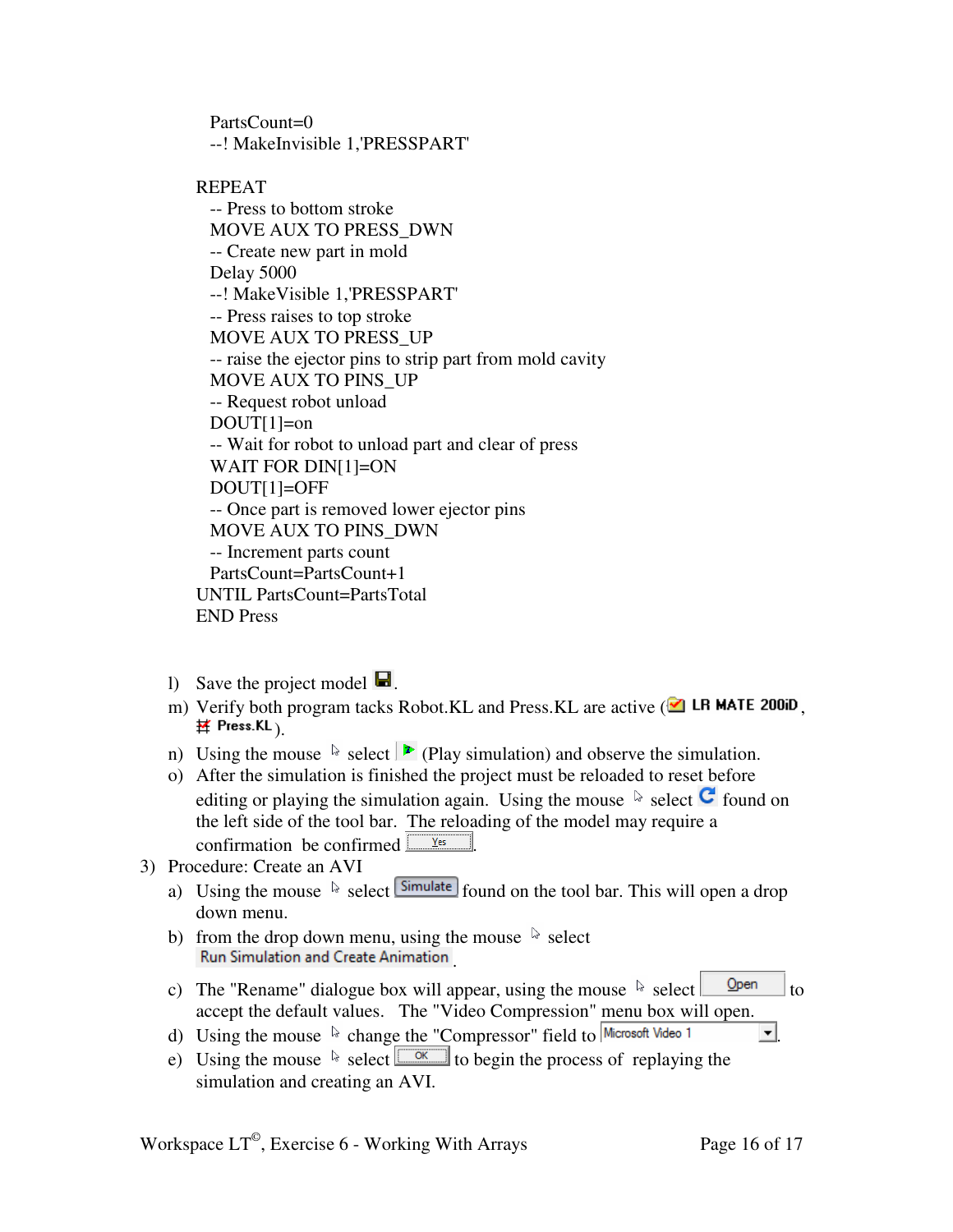```
    PartsCount=0
    --! MakeInvisible 1,'PRESSPART'

  REPEAT
    -- Press to bottom stroke
    MOVE AUX TO PRESS_DWN
    -- Create new part in mold
    Delay 5000
    --! MakeVisible 1,'PRESSPART'
    -- Press raises to top stroke
    MOVE AUX TO PRESS_UP
    -- raise the ejector pins to strip part from mold cavity
    MOVE AUX TO PINS_UP
    -- Request robot unload
    DOUT[1]=on
    -- Wait for robot to unload part and clear of press
    WAIT FOR DIN[1]=ON
    DOUT[1]=OFF
    -- Once part is removed lower ejector pins
    MOVE AUX TO PINS_DWN
    -- Increment parts count
    PartsCount=PartsCount+1
  UNTIL PartsCount=PartsTotal
  END Press
```

l) Save the project model.

m) Verify both program tacks Robot.KL and Press.KL are active (LR MATE 200iD, Press.KL).

n) Using the mouse select (Play simulation) and observe the simulation.

o) After the simulation is finished the project must be reloaded to reset before editing or playing the simulation again. Using the mouse select found on the left side of the tool bar. The reloading of the model may require a confirmation be confirmed Yes.

3) Procedure: Create an AVI

a) Using the mouse select Simulate found on the tool bar. This will open a drop down menu.

b) from the drop down menu, using the mouse select Run Simulation and Create Animation.

c) The "Rename" dialogue box will appear, using the mouse select Open to accept the default values. The "Video Compression" menu box will open.

d) Using the mouse change the "Compressor" field to Microsoft Video 1.

e) Using the mouse select OK to begin the process of replaying the simulation and creating an AVI.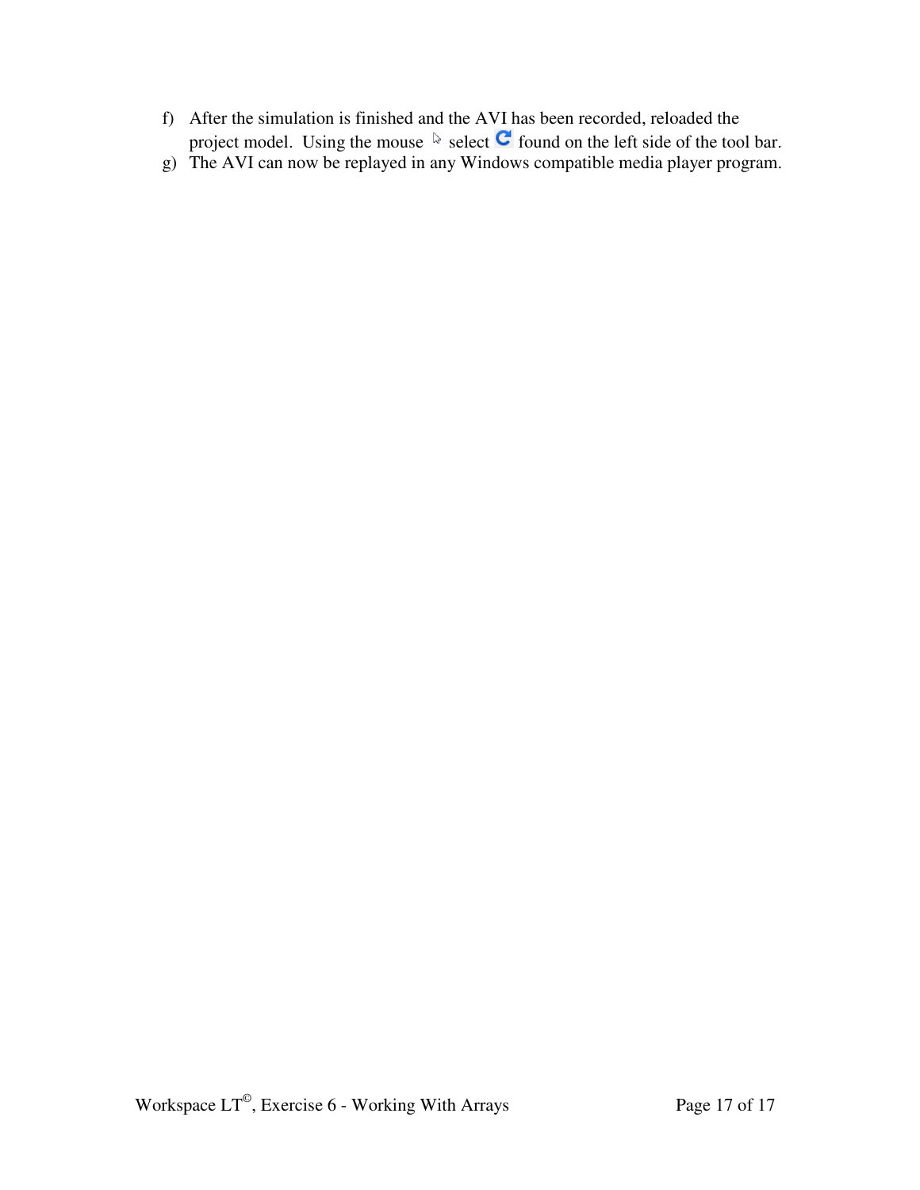f) After the simulation is finished and the AVI has been recorded, reloaded the project model. Using the mouse select found on the left side of the tool bar.

g) The AVI can now be replayed in any Windows compatible media player program.